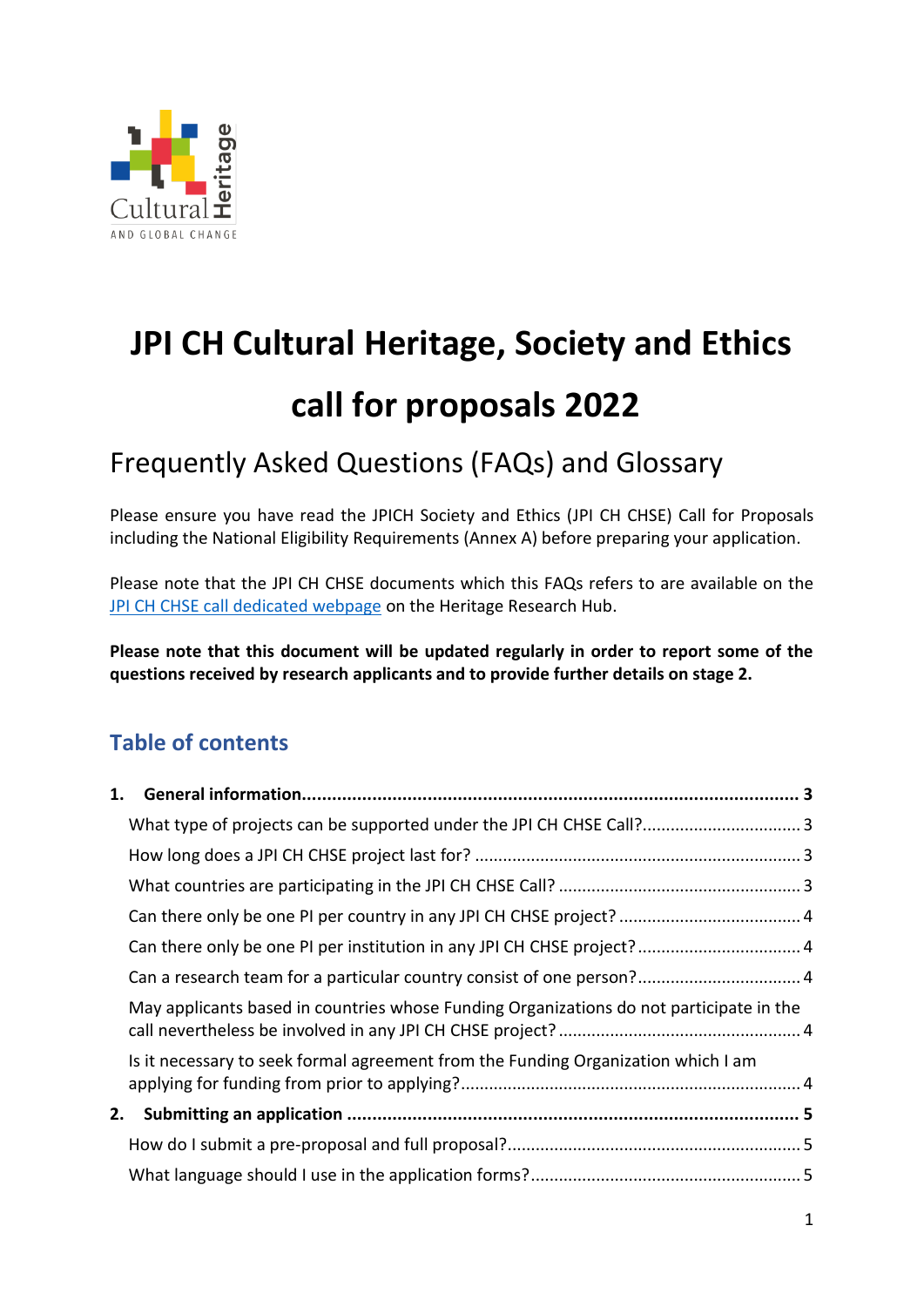# JPI CH Cultural Heritage, Society and Ethics call for proposals 2022

## Frequently Asked Questions (FAQs) and Glossary

Please ensure you have read the JPICH Society and Ethics (JPI CH CHSE) Call for Proposals including the National Eligibility Requirements (Annex A) before preparing your application.

Please note that the JPI CH CHSE documents which this FAQs refers to are available on the [JPI CH CHSE call dedicated webpage](#) on the Heritage Research Hub.

**Please note that this document will be updated regularly in order to report some of the questions received by research applicants and to provide further details on stage 2.**

### Table of contents

**1. General information ... 3**

- What type of projects can be supported under the JPI CH CHSE Call? ... 3
- How long does a JPI CH CHSE project last for? ... 3
- What countries are participating in the JPI CH CHSE Call? ... 3
- Can there only be one PI per country in any JPI CH CHSE project? ... 4
- Can there only be one PI per institution in any JPI CH CHSE project? ... 4
- Can a research team for a particular country consist of one person? ... 4
- May applicants based in countries whose Funding Organizations do not participate in the call nevertheless be involved in any JPI CH CHSE project? ... 4
- Is it necessary to seek formal agreement from the Funding Organization which I am applying for funding from prior to applying? ... 4

**2. Submitting an application ... 5**

- How do I submit a pre-proposal and full proposal? ... 5
- What language should I use in the application forms? ... 5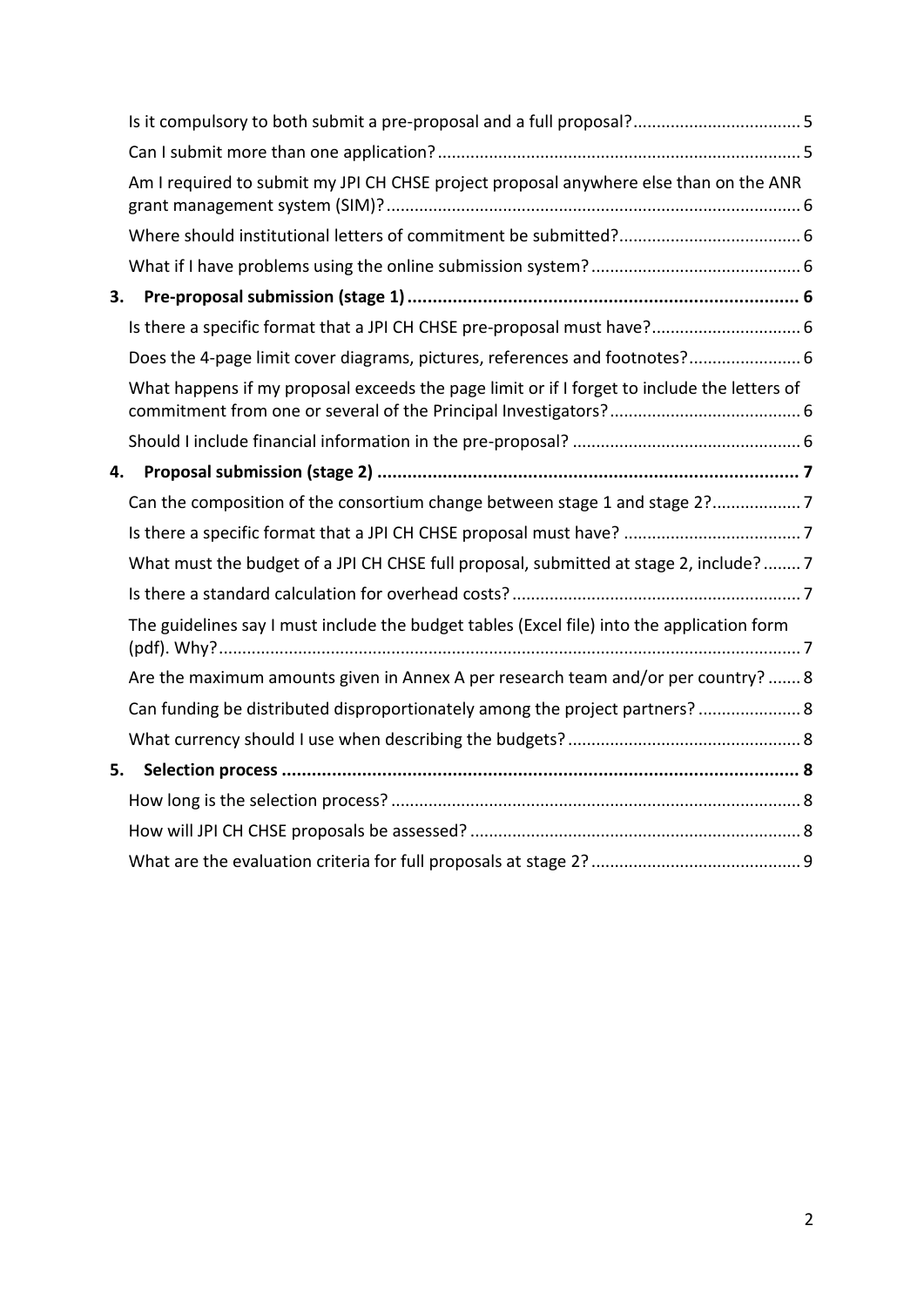- Is it compulsory to both submit a pre-proposal and a full proposal? .... 5
- Can I submit more than one application? .... 5
- Am I required to submit my JPI CH CHSE project proposal anywhere else than on the ANR grant management system (SIM)? .... 6
- Where should institutional letters of commitment be submitted? .... 6
- What if I have problems using the online submission system? .... 6

**3. Pre-proposal submission (stage 1) .... 6**

- Is there a specific format that a JPI CH CHSE pre-proposal must have? .... 6
- Does the 4-page limit cover diagrams, pictures, references and footnotes? .... 6
- What happens if my proposal exceeds the page limit or if I forget to include the letters of commitment from one or several of the Principal Investigators? .... 6
- Should I include financial information in the pre-proposal? .... 6

**4. Proposal submission (stage 2) .... 7**

- Can the composition of the consortium change between stage 1 and stage 2? .... 7
- Is there a specific format that a JPI CH CHSE proposal must have? .... 7
- What must the budget of a JPI CH CHSE full proposal, submitted at stage 2, include? .... 7
- Is there a standard calculation for overhead costs? .... 7
- The guidelines say I must include the budget tables (Excel file) into the application form (pdf). Why? .... 7
- Are the maximum amounts given in Annex A per research team and/or per country? .... 8
- Can funding be distributed disproportionately among the project partners? .... 8
- What currency should I use when describing the budgets? .... 8

**5. Selection process .... 8**

- How long is the selection process? .... 8
- How will JPI CH CHSE proposals be assessed? .... 8
- What are the evaluation criteria for full proposals at stage 2? .... 9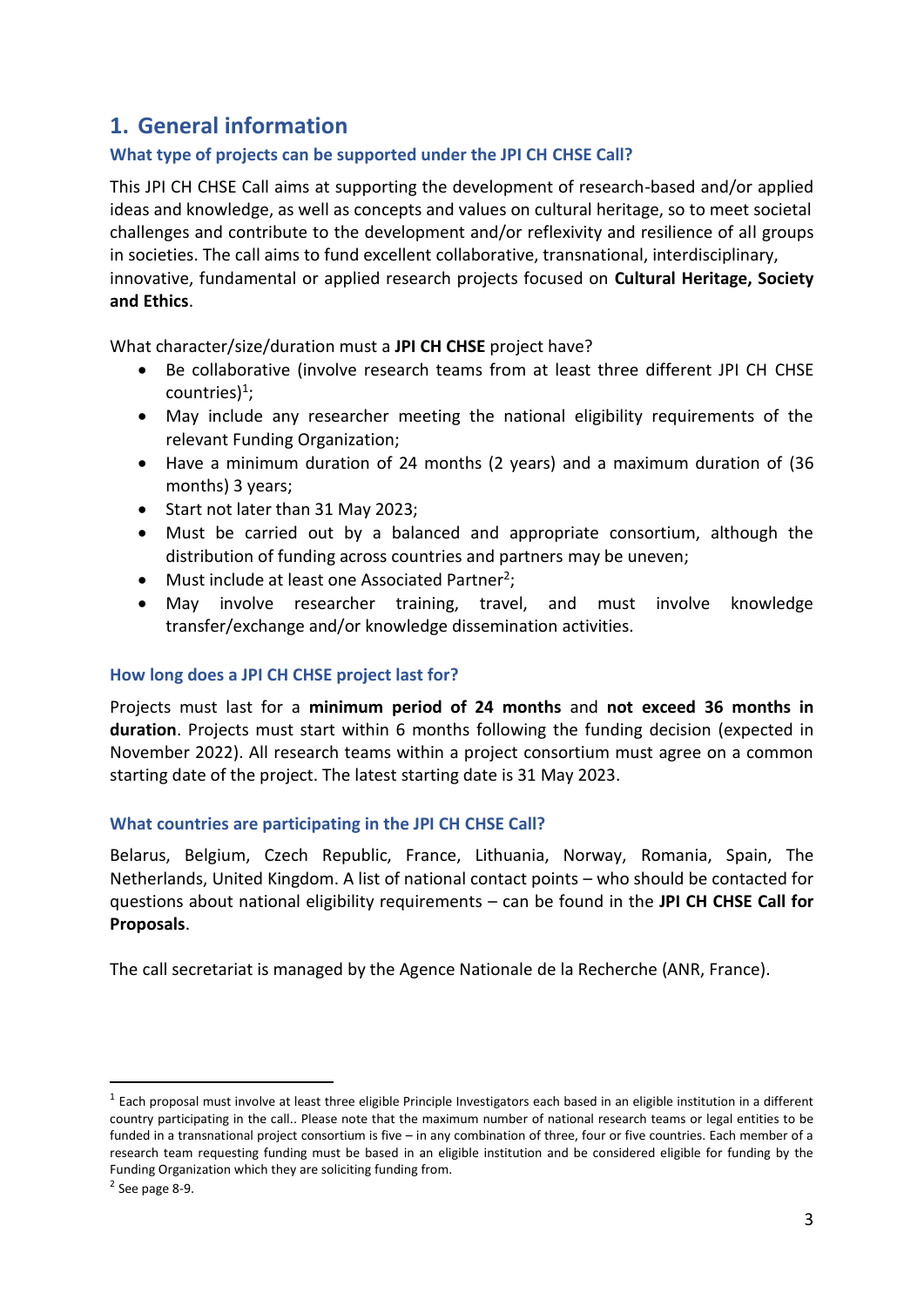## 1. General information

### What type of projects can be supported under the JPI CH CHSE Call?

This JPI CH CHSE Call aims at supporting the development of research-based and/or applied ideas and knowledge, as well as concepts and values on cultural heritage, so to meet societal challenges and contribute to the development and/or reflexivity and resilience of all groups in societies. The call aims to fund excellent collaborative, transnational, interdisciplinary, innovative, fundamental or applied research projects focused on **Cultural Heritage, Society and Ethics**.

What character/size/duration must a **JPI CH CHSE** project have?

- Be collaborative (involve research teams from at least three different JPI CH CHSE countries)[1];
- May include any researcher meeting the national eligibility requirements of the relevant Funding Organization;
- Have a minimum duration of 24 months (2 years) and a maximum duration of (36 months) 3 years;
- Start not later than 31 May 2023;
- Must be carried out by a balanced and appropriate consortium, although the distribution of funding across countries and partners may be uneven;
- Must include at least one Associated Partner[2];
- May involve researcher training, travel, and must involve knowledge transfer/exchange and/or knowledge dissemination activities.

### How long does a JPI CH CHSE project last for?

Projects must last for a **minimum period of 24 months** and **not exceed 36 months in duration**. Projects must start within 6 months following the funding decision (expected in November 2022). All research teams within a project consortium must agree on a common starting date of the project. The latest starting date is 31 May 2023.

### What countries are participating in the JPI CH CHSE Call?

Belarus, Belgium, Czech Republic, France, Lithuania, Norway, Romania, Spain, The Netherlands, United Kingdom. A list of national contact points – who should be contacted for questions about national eligibility requirements – can be found in the **JPI CH CHSE Call for Proposals**.

The call secretariat is managed by the Agence Nationale de la Recherche (ANR, France).

---

[1] Each proposal must involve at least three eligible Principle Investigators each based in an eligible institution in a different country participating in the call.. Please note that the maximum number of national research teams or legal entities to be funded in a transnational project consortium is five – in any combination of three, four or five countries. Each member of a research team requesting funding must be based in an eligible institution and be considered eligible for funding by the Funding Organization which they are soliciting funding from.

[2] See page 8-9.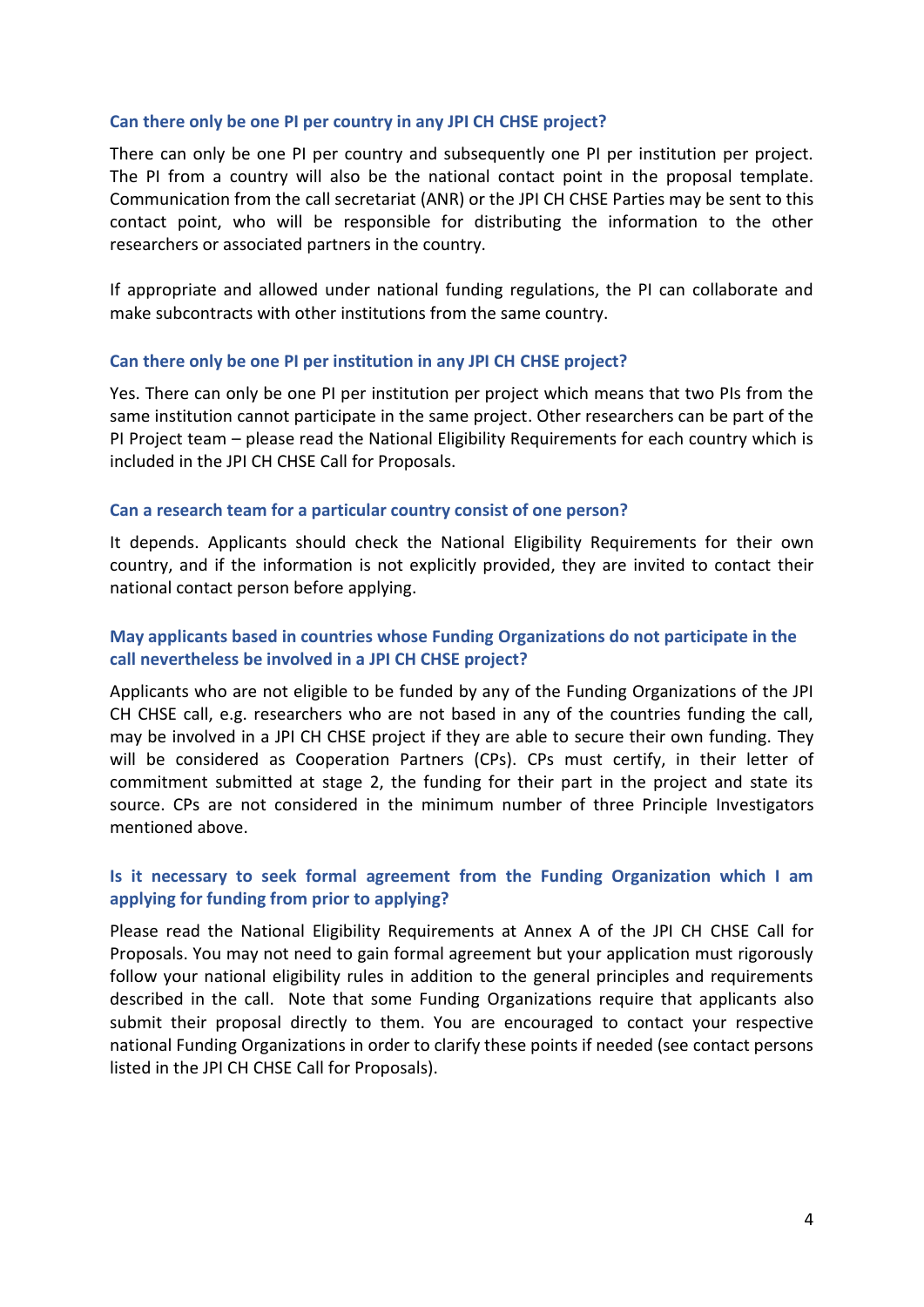### Can there only be one PI per country in any JPI CH CHSE project?

There can only be one PI per country and subsequently one PI per institution per project. The PI from a country will also be the national contact point in the proposal template. Communication from the call secretariat (ANR) or the JPI CH CHSE Parties may be sent to this contact point, who will be responsible for distributing the information to the other researchers or associated partners in the country.

If appropriate and allowed under national funding regulations, the PI can collaborate and make subcontracts with other institutions from the same country.

### Can there only be one PI per institution in any JPI CH CHSE project?

Yes. There can only be one PI per institution per project which means that two PIs from the same institution cannot participate in the same project. Other researchers can be part of the PI Project team – please read the National Eligibility Requirements for each country which is included in the JPI CH CHSE Call for Proposals.

### Can a research team for a particular country consist of one person?

It depends. Applicants should check the National Eligibility Requirements for their own country, and if the information is not explicitly provided, they are invited to contact their national contact person before applying.

### May applicants based in countries whose Funding Organizations do not participate in the call nevertheless be involved in a JPI CH CHSE project?

Applicants who are not eligible to be funded by any of the Funding Organizations of the JPI CH CHSE call, e.g. researchers who are not based in any of the countries funding the call, may be involved in a JPI CH CHSE project if they are able to secure their own funding. They will be considered as Cooperation Partners (CPs). CPs must certify, in their letter of commitment submitted at stage 2, the funding for their part in the project and state its source. CPs are not considered in the minimum number of three Principle Investigators mentioned above.

### Is it necessary to seek formal agreement from the Funding Organization which I am applying for funding from prior to applying?

Please read the National Eligibility Requirements at Annex A of the JPI CH CHSE Call for Proposals. You may not need to gain formal agreement but your application must rigorously follow your national eligibility rules in addition to the general principles and requirements described in the call. Note that some Funding Organizations require that applicants also submit their proposal directly to them. You are encouraged to contact your respective national Funding Organizations in order to clarify these points if needed (see contact persons listed in the JPI CH CHSE Call for Proposals).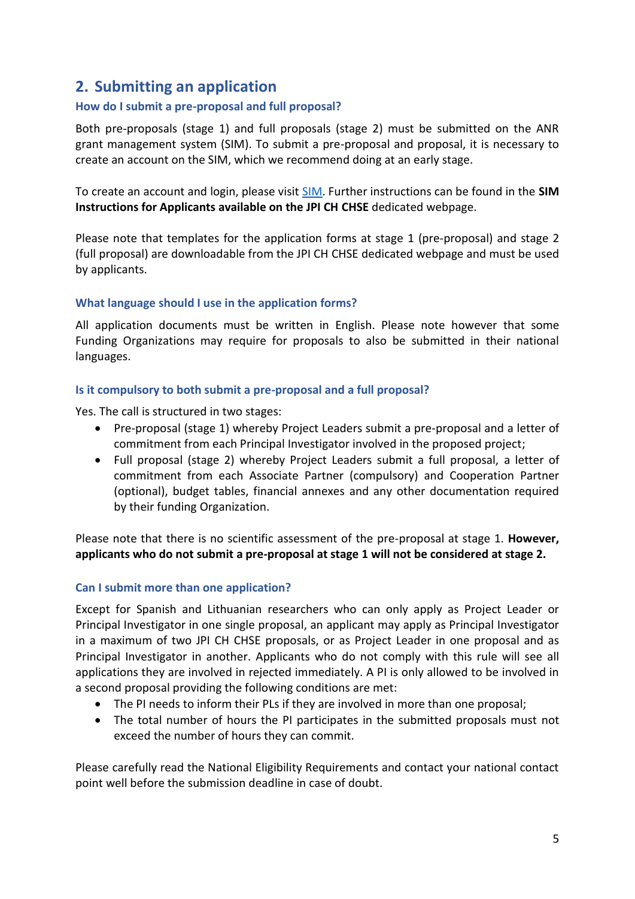## 2. Submitting an application

### How do I submit a pre-proposal and full proposal?

Both pre-proposals (stage 1) and full proposals (stage 2) must be submitted on the ANR grant management system (SIM). To submit a pre-proposal and proposal, it is necessary to create an account on the SIM, which we recommend doing at an early stage.

To create an account and login, please visit SIM. Further instructions can be found in the **SIM Instructions for Applicants available on the JPI CH CHSE** dedicated webpage.

Please note that templates for the application forms at stage 1 (pre-proposal) and stage 2 (full proposal) are downloadable from the JPI CH CHSE dedicated webpage and must be used by applicants.

### What language should I use in the application forms?

All application documents must be written in English. Please note however that some Funding Organizations may require for proposals to also be submitted in their national languages.

### Is it compulsory to both submit a pre-proposal and a full proposal?

Yes. The call is structured in two stages:

- Pre-proposal (stage 1) whereby Project Leaders submit a pre-proposal and a letter of commitment from each Principal Investigator involved in the proposed project;
- Full proposal (stage 2) whereby Project Leaders submit a full proposal, a letter of commitment from each Associate Partner (compulsory) and Cooperation Partner (optional), budget tables, financial annexes and any other documentation required by their funding Organization.

Please note that there is no scientific assessment of the pre-proposal at stage 1. **However, applicants who do not submit a pre-proposal at stage 1 will not be considered at stage 2.**

### Can I submit more than one application?

Except for Spanish and Lithuanian researchers who can only apply as Project Leader or Principal Investigator in one single proposal, an applicant may apply as Principal Investigator in a maximum of two JPI CH CHSE proposals, or as Project Leader in one proposal and as Principal Investigator in another. Applicants who do not comply with this rule will see all applications they are involved in rejected immediately. A PI is only allowed to be involved in a second proposal providing the following conditions are met:

- The PI needs to inform their PLs if they are involved in more than one proposal;
- The total number of hours the PI participates in the submitted proposals must not exceed the number of hours they can commit.

Please carefully read the National Eligibility Requirements and contact your national contact point well before the submission deadline in case of doubt.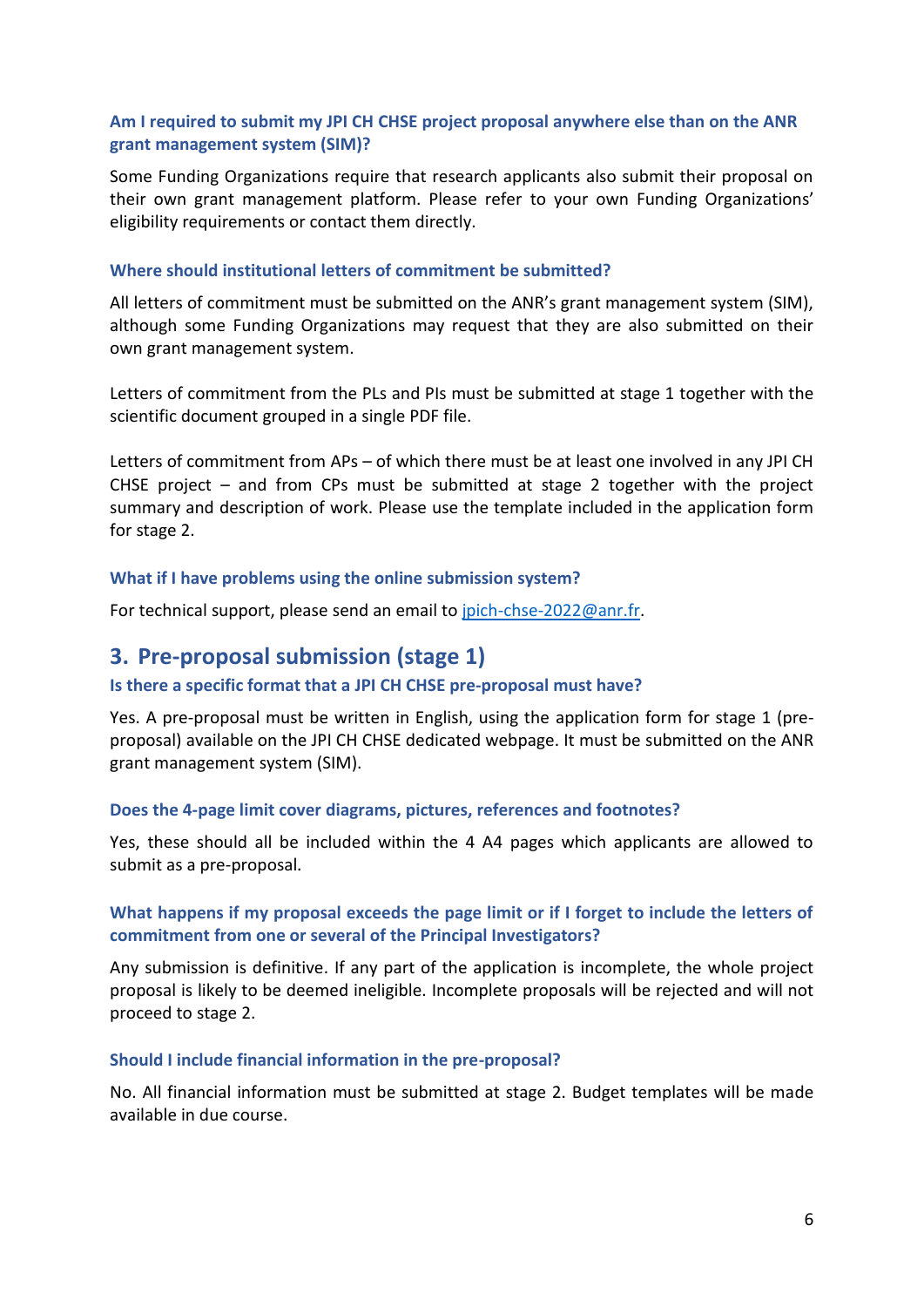### Am I required to submit my JPI CH CHSE project proposal anywhere else than on the ANR grant management system (SIM)?

Some Funding Organizations require that research applicants also submit their proposal on their own grant management platform. Please refer to your own Funding Organizations' eligibility requirements or contact them directly.

### Where should institutional letters of commitment be submitted?

All letters of commitment must be submitted on the ANR's grant management system (SIM), although some Funding Organizations may request that they are also submitted on their own grant management system.

Letters of commitment from the PLs and PIs must be submitted at stage 1 together with the scientific document grouped in a single PDF file.

Letters of commitment from APs – of which there must be at least one involved in any JPI CH CHSE project – and from CPs must be submitted at stage 2 together with the project summary and description of work. Please use the template included in the application form for stage 2.

### What if I have problems using the online submission system?

For technical support, please send an email to [jpich-chse-2022@anr.fr](mailto:jpich-chse-2022@anr.fr).

## 3. Pre-proposal submission (stage 1)

### Is there a specific format that a JPI CH CHSE pre-proposal must have?

Yes. A pre-proposal must be written in English, using the application form for stage 1 (pre-proposal) available on the JPI CH CHSE dedicated webpage. It must be submitted on the ANR grant management system (SIM).

### Does the 4-page limit cover diagrams, pictures, references and footnotes?

Yes, these should all be included within the 4 A4 pages which applicants are allowed to submit as a pre-proposal.

### What happens if my proposal exceeds the page limit or if I forget to include the letters of commitment from one or several of the Principal Investigators?

Any submission is definitive. If any part of the application is incomplete, the whole project proposal is likely to be deemed ineligible. Incomplete proposals will be rejected and will not proceed to stage 2.

### Should I include financial information in the pre-proposal?

No. All financial information must be submitted at stage 2. Budget templates will be made available in due course.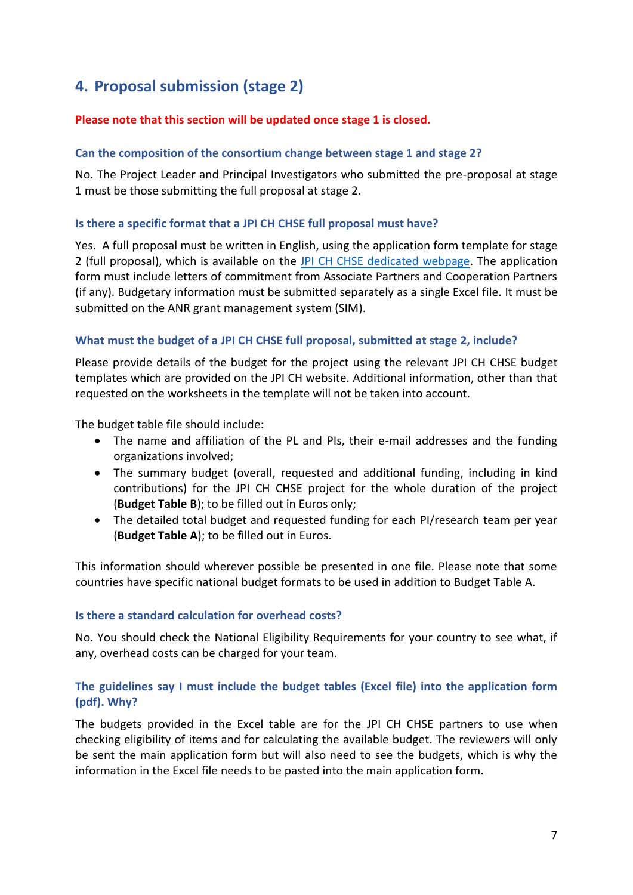## 4. Proposal submission (stage 2)

**Please note that this section will be updated once stage 1 is closed.**

### Can the composition of the consortium change between stage 1 and stage 2?

No. The Project Leader and Principal Investigators who submitted the pre-proposal at stage 1 must be those submitting the full proposal at stage 2.

### Is there a specific format that a JPI CH CHSE full proposal must have?

Yes. A full proposal must be written in English, using the application form template for stage 2 (full proposal), which is available on the [JPI CH CHSE dedicated webpage](). The application form must include letters of commitment from Associate Partners and Cooperation Partners (if any). Budgetary information must be submitted separately as a single Excel file. It must be submitted on the ANR grant management system (SIM).

### What must the budget of a JPI CH CHSE full proposal, submitted at stage 2, include?

Please provide details of the budget for the project using the relevant JPI CH CHSE budget templates which are provided on the JPI CH website. Additional information, other than that requested on the worksheets in the template will not be taken into account.

The budget table file should include:

- The name and affiliation of the PL and PIs, their e-mail addresses and the funding organizations involved;
- The summary budget (overall, requested and additional funding, including in kind contributions) for the JPI CH CHSE project for the whole duration of the project (**Budget Table B**); to be filled out in Euros only;
- The detailed total budget and requested funding for each PI/research team per year (**Budget Table A**); to be filled out in Euros.

This information should wherever possible be presented in one file. Please note that some countries have specific national budget formats to be used in addition to Budget Table A.

### Is there a standard calculation for overhead costs?

No. You should check the National Eligibility Requirements for your country to see what, if any, overhead costs can be charged for your team.

### The guidelines say I must include the budget tables (Excel file) into the application form (pdf). Why?

The budgets provided in the Excel table are for the JPI CH CHSE partners to use when checking eligibility of items and for calculating the available budget. The reviewers will only be sent the main application form but will also need to see the budgets, which is why the information in the Excel file needs to be pasted into the main application form.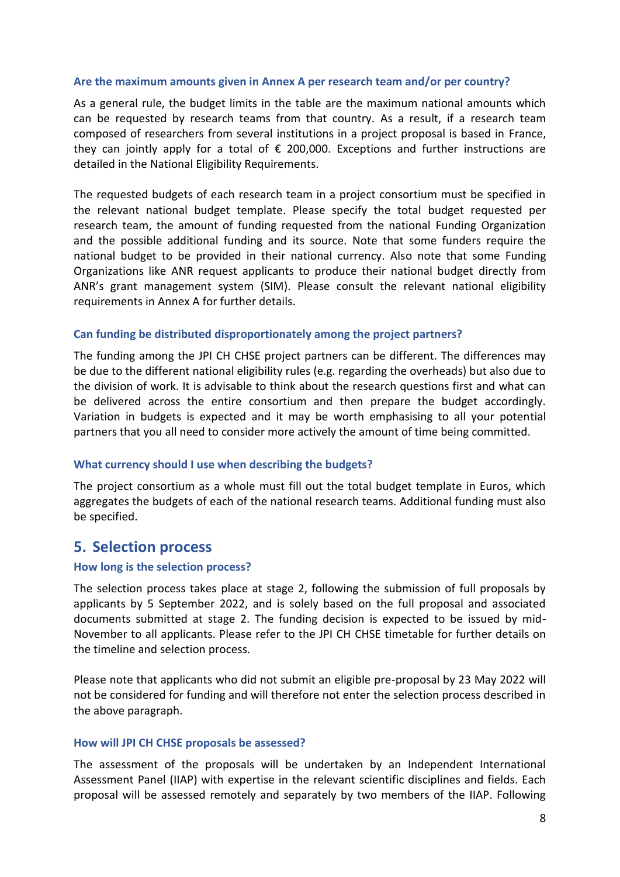### Are the maximum amounts given in Annex A per research team and/or per country?

As a general rule, the budget limits in the table are the maximum national amounts which can be requested by research teams from that country. As a result, if a research team composed of researchers from several institutions in a project proposal is based in France, they can jointly apply for a total of € 200,000. Exceptions and further instructions are detailed in the National Eligibility Requirements.

The requested budgets of each research team in a project consortium must be specified in the relevant national budget template. Please specify the total budget requested per research team, the amount of funding requested from the national Funding Organization and the possible additional funding and its source. Note that some funders require the national budget to be provided in their national currency. Also note that some Funding Organizations like ANR request applicants to produce their national budget directly from ANR's grant management system (SIM). Please consult the relevant national eligibility requirements in Annex A for further details.

### Can funding be distributed disproportionately among the project partners?

The funding among the JPI CH CHSE project partners can be different. The differences may be due to the different national eligibility rules (e.g. regarding the overheads) but also due to the division of work. It is advisable to think about the research questions first and what can be delivered across the entire consortium and then prepare the budget accordingly. Variation in budgets is expected and it may be worth emphasising to all your potential partners that you all need to consider more actively the amount of time being committed.

### What currency should I use when describing the budgets?

The project consortium as a whole must fill out the total budget template in Euros, which aggregates the budgets of each of the national research teams. Additional funding must also be specified.

## 5. Selection process

### How long is the selection process?

The selection process takes place at stage 2, following the submission of full proposals by applicants by 5 September 2022, and is solely based on the full proposal and associated documents submitted at stage 2. The funding decision is expected to be issued by mid-November to all applicants. Please refer to the JPI CH CHSE timetable for further details on the timeline and selection process.

Please note that applicants who did not submit an eligible pre-proposal by 23 May 2022 will not be considered for funding and will therefore not enter the selection process described in the above paragraph.

### How will JPI CH CHSE proposals be assessed?

The assessment of the proposals will be undertaken by an Independent International Assessment Panel (IIAP) with expertise in the relevant scientific disciplines and fields. Each proposal will be assessed remotely and separately by two members of the IIAP. Following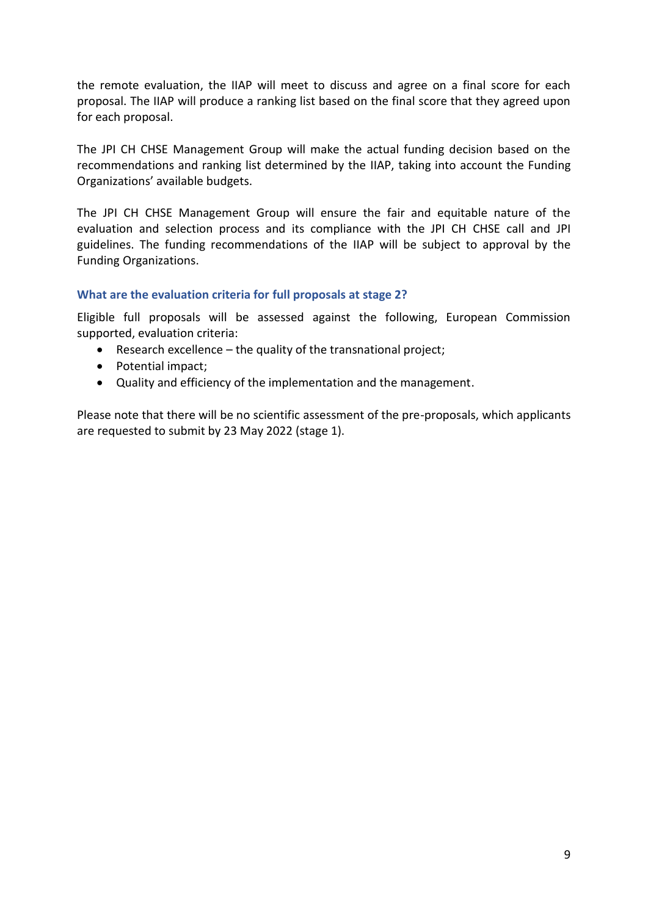the remote evaluation, the IIAP will meet to discuss and agree on a final score for each proposal. The IIAP will produce a ranking list based on the final score that they agreed upon for each proposal.

The JPI CH CHSE Management Group will make the actual funding decision based on the recommendations and ranking list determined by the IIAP, taking into account the Funding Organizations' available budgets.

The JPI CH CHSE Management Group will ensure the fair and equitable nature of the evaluation and selection process and its compliance with the JPI CH CHSE call and JPI guidelines. The funding recommendations of the IIAP will be subject to approval by the Funding Organizations.

### What are the evaluation criteria for full proposals at stage 2?

Eligible full proposals will be assessed against the following, European Commission supported, evaluation criteria:

- Research excellence – the quality of the transnational project;
- Potential impact;
- Quality and efficiency of the implementation and the management.

Please note that there will be no scientific assessment of the pre-proposals, which applicants are requested to submit by 23 May 2022 (stage 1).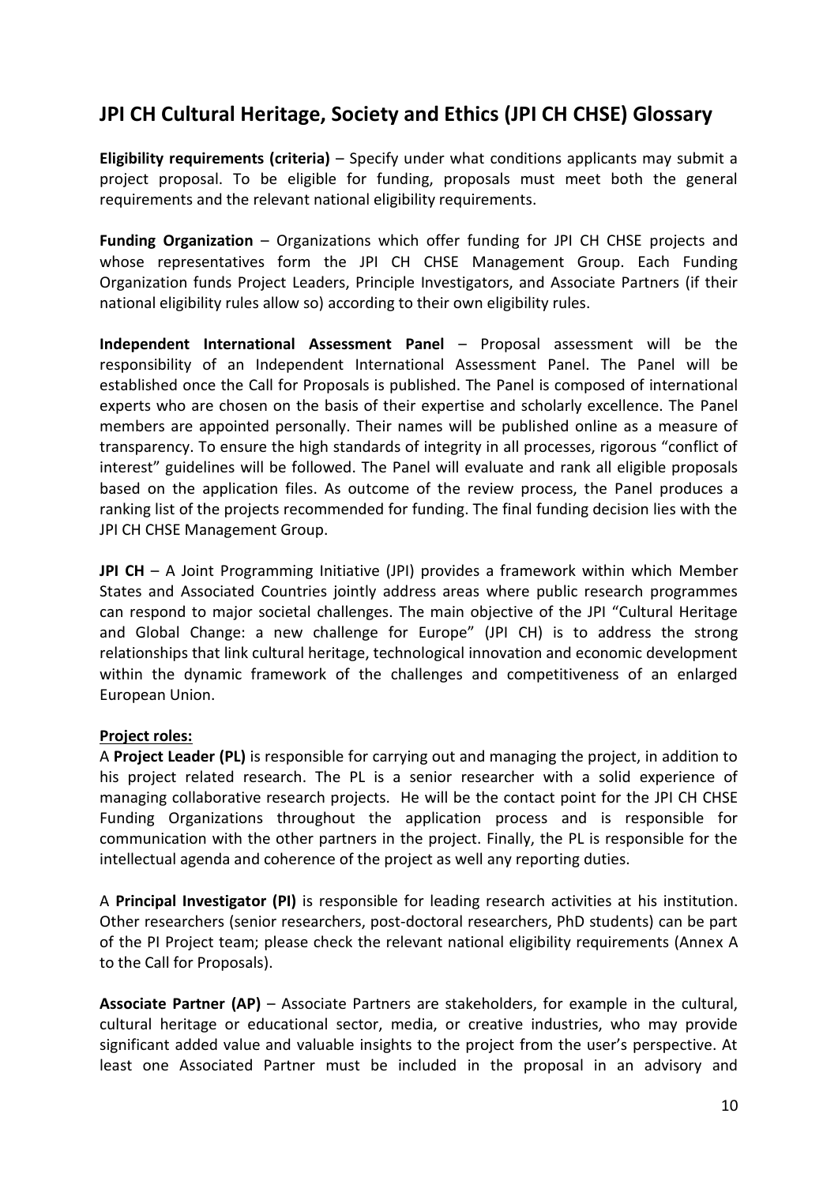## JPI CH Cultural Heritage, Society and Ethics (JPI CH CHSE) Glossary

**Eligibility requirements (criteria)** – Specify under what conditions applicants may submit a project proposal. To be eligible for funding, proposals must meet both the general requirements and the relevant national eligibility requirements.

**Funding Organization** – Organizations which offer funding for JPI CH CHSE projects and whose representatives form the JPI CH CHSE Management Group. Each Funding Organization funds Project Leaders, Principle Investigators, and Associate Partners (if their national eligibility rules allow so) according to their own eligibility rules.

**Independent International Assessment Panel** – Proposal assessment will be the responsibility of an Independent International Assessment Panel. The Panel will be established once the Call for Proposals is published. The Panel is composed of international experts who are chosen on the basis of their expertise and scholarly excellence. The Panel members are appointed personally. Their names will be published online as a measure of transparency. To ensure the high standards of integrity in all processes, rigorous "conflict of interest" guidelines will be followed. The Panel will evaluate and rank all eligible proposals based on the application files. As outcome of the review process, the Panel produces a ranking list of the projects recommended for funding. The final funding decision lies with the JPI CH CHSE Management Group.

**JPI CH** – A Joint Programming Initiative (JPI) provides a framework within which Member States and Associated Countries jointly address areas where public research programmes can respond to major societal challenges. The main objective of the JPI "Cultural Heritage and Global Change: a new challenge for Europe" (JPI CH) is to address the strong relationships that link cultural heritage, technological innovation and economic development within the dynamic framework of the challenges and competitiveness of an enlarged European Union.

**Project roles:**

A **Project Leader (PL)** is responsible for carrying out and managing the project, in addition to his project related research. The PL is a senior researcher with a solid experience of managing collaborative research projects. He will be the contact point for the JPI CH CHSE Funding Organizations throughout the application process and is responsible for communication with the other partners in the project. Finally, the PL is responsible for the intellectual agenda and coherence of the project as well any reporting duties.

A **Principal Investigator (PI)** is responsible for leading research activities at his institution. Other researchers (senior researchers, post-doctoral researchers, PhD students) can be part of the PI Project team; please check the relevant national eligibility requirements (Annex A to the Call for Proposals).

**Associate Partner (AP)** – Associate Partners are stakeholders, for example in the cultural, cultural heritage or educational sector, media, or creative industries, who may provide significant added value and valuable insights to the project from the user's perspective. At least one Associated Partner must be included in the proposal in an advisory and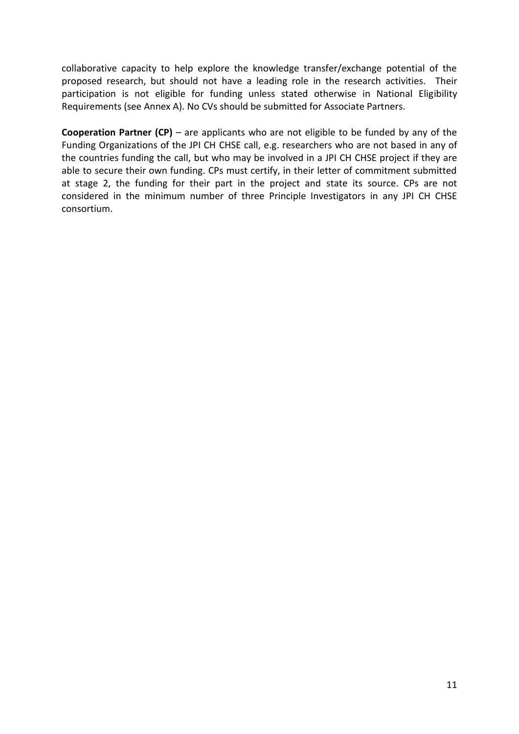collaborative capacity to help explore the knowledge transfer/exchange potential of the proposed research, but should not have a leading role in the research activities. Their participation is not eligible for funding unless stated otherwise in National Eligibility Requirements (see Annex A). No CVs should be submitted for Associate Partners.

**Cooperation Partner (CP)** – are applicants who are not eligible to be funded by any of the Funding Organizations of the JPI CH CHSE call, e.g. researchers who are not based in any of the countries funding the call, but who may be involved in a JPI CH CHSE project if they are able to secure their own funding. CPs must certify, in their letter of commitment submitted at stage 2, the funding for their part in the project and state its source. CPs are not considered in the minimum number of three Principle Investigators in any JPI CH CHSE consortium.